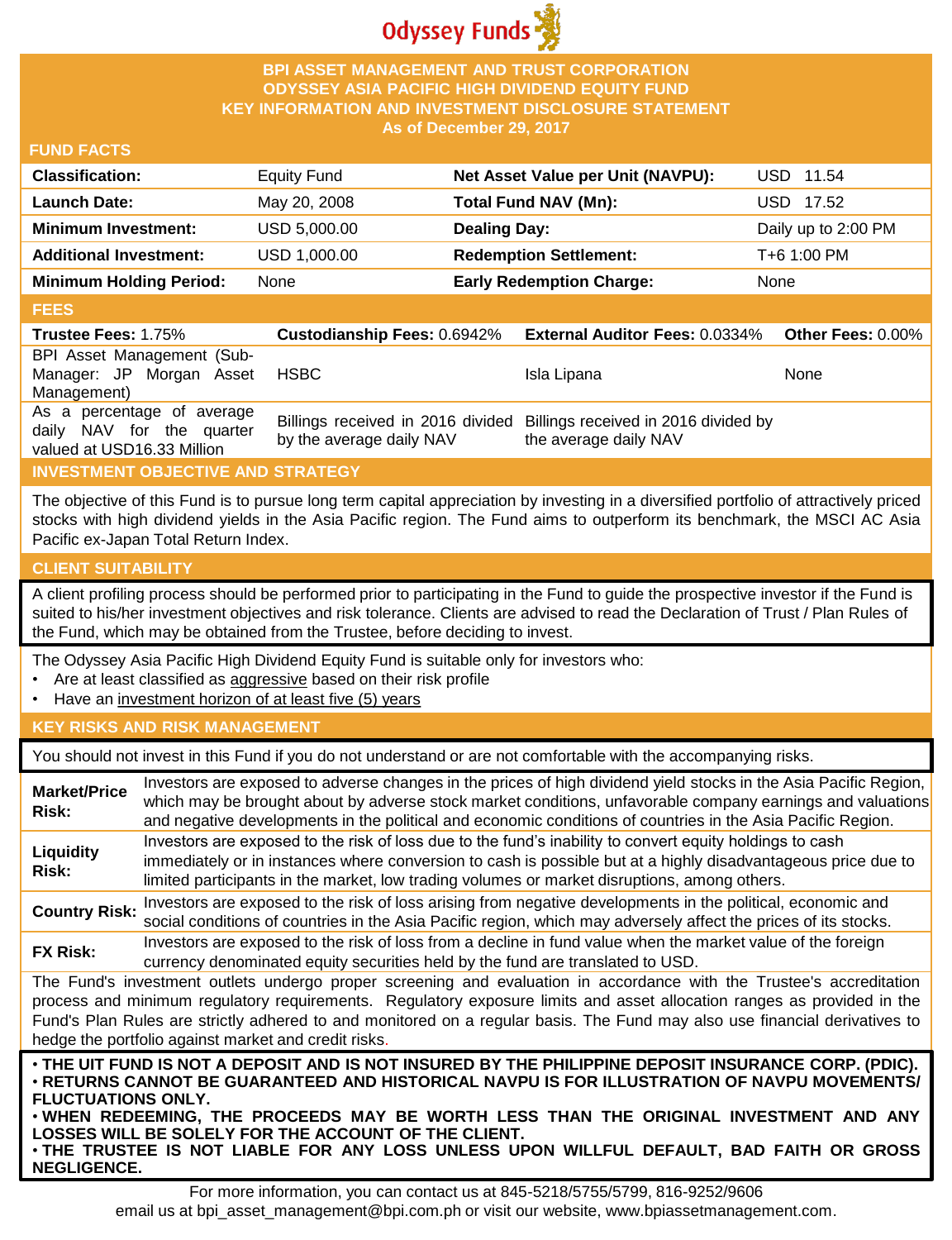Odyssey Funds

# BPI ASSET MANAGEMENT AND TRUST CORPORATION
# ODYSSEY ASIA PACIFIC HIGH DIVIDEND EQUITY FUND
## KEY INFORMATION AND INVESTMENT DISCLOSURE STATEMENT
### As of December 29, 2017

## FUND FACTS

| | | | |
|---|---|---|---|
| **Classification:** | Equity Fund | **Net Asset Value per Unit (NAVPU):** | USD 11.54 |
| **Launch Date:** | May 20, 2008 | **Total Fund NAV (Mn):** | USD 17.52 |
| **Minimum Investment:** | USD 5,000.00 | **Dealing Day:** | Daily up to 2:00 PM |
| **Additional Investment:** | USD 1,000.00 | **Redemption Settlement:** | T+6 1:00 PM |
| **Minimum Holding Period:** | None | **Early Redemption Charge:** | None |

## FEES

| **Trustee Fees:** 1.75% | **Custodianship Fees:** 0.6942% | **External Auditor Fees:** 0.0334% | **Other Fees:** 0.00% |
|---|---|---|---|
| BPI Asset Management (Sub-Manager: JP Morgan Asset Management) | HSBC | Isla Lipana | None |
| As a percentage of average daily NAV for the quarter valued at USD16.33 Million | Billings received in 2016 divided by the average daily NAV | Billings received in 2016 divided by the average daily NAV | |

## INVESTMENT OBJECTIVE AND STRATEGY

The objective of this Fund is to pursue long term capital appreciation by investing in a diversified portfolio of attractively priced stocks with high dividend yields in the Asia Pacific region. The Fund aims to outperform its benchmark, the MSCI AC Asia Pacific ex-Japan Total Return Index.

## CLIENT SUITABILITY

A client profiling process should be performed prior to participating in the Fund to guide the prospective investor if the Fund is suited to his/her investment objectives and risk tolerance. Clients are advised to read the Declaration of Trust / Plan Rules of the Fund, which may be obtained from the Trustee, before deciding to invest.

The Odyssey Asia Pacific High Dividend Equity Fund is suitable only for investors who:

- Are at least classified as aggressive based on their risk profile
- Have an investment horizon of at least five (5) years

## KEY RISKS AND RISK MANAGEMENT

You should not invest in this Fund if you do not understand or are not comfortable with the accompanying risks.

| | |
|---|---|
| **Market/Price Risk:** | Investors are exposed to adverse changes in the prices of high dividend yield stocks in the Asia Pacific Region, which may be brought about by adverse stock market conditions, unfavorable company earnings and valuations and negative developments in the political and economic conditions of countries in the Asia Pacific Region. |
| **Liquidity Risk:** | Investors are exposed to the risk of loss due to the fund's inability to convert equity holdings to cash immediately or in instances where conversion to cash is possible but at a highly disadvantageous price due to limited participants in the market, low trading volumes or market disruptions, among others. |
| **Country Risk:** | Investors are exposed to the risk of loss arising from negative developments in the political, economic and social conditions of countries in the Asia Pacific region, which may adversely affect the prices of its stocks. |
| **FX Risk:** | Investors are exposed to the risk of loss from a decline in fund value when the market value of the foreign currency denominated equity securities held by the fund are translated to USD. |

The Fund's investment outlets undergo proper screening and evaluation in accordance with the Trustee's accreditation process and minimum regulatory requirements. Regulatory exposure limits and asset allocation ranges as provided in the Fund's Plan Rules are strictly adhered to and monitored on a regular basis. The Fund may also use financial derivatives to hedge the portfolio against market and credit risks.

**• THE UIT FUND IS NOT A DEPOSIT AND IS NOT INSURED BY THE PHILIPPINE DEPOSIT INSURANCE CORP. (PDIC).**
**• RETURNS CANNOT BE GUARANTEED AND HISTORICAL NAVPU IS FOR ILLUSTRATION OF NAVPU MOVEMENTS/ FLUCTUATIONS ONLY.**
**• WHEN REDEEMING, THE PROCEEDS MAY BE WORTH LESS THAN THE ORIGINAL INVESTMENT AND ANY LOSSES WILL BE SOLELY FOR THE ACCOUNT OF THE CLIENT.**
**• THE TRUSTEE IS NOT LIABLE FOR ANY LOSS UNLESS UPON WILLFUL DEFAULT, BAD FAITH OR GROSS NEGLIGENCE.**

For more information, you can contact us at 845-5218/5755/5799, 816-9252/9606
email us at bpi_asset_management@bpi.com.ph or visit our website, www.bpiassetmanagement.com.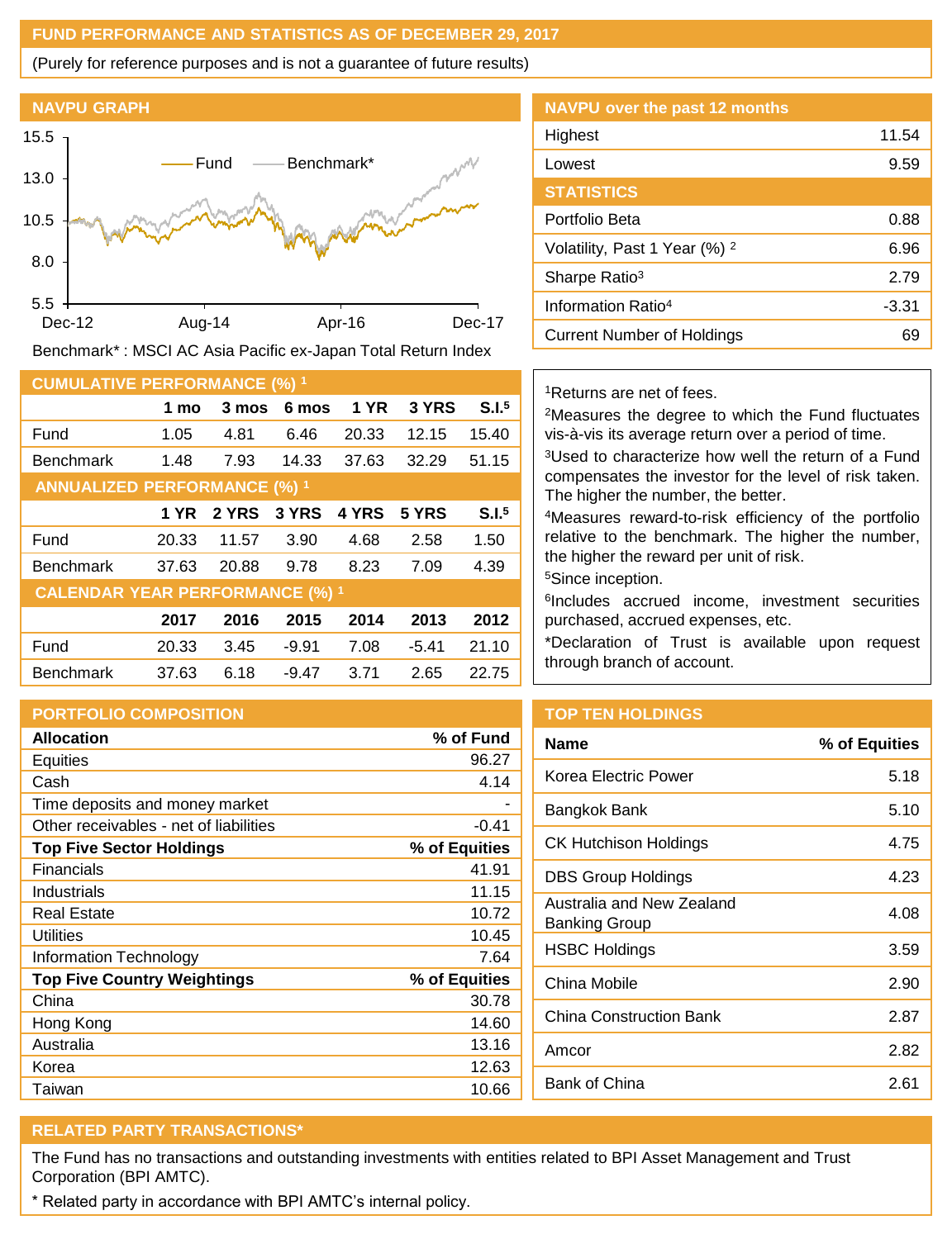## FUND PERFORMANCE AND STATISTICS AS OF DECEMBER 29, 2017

(Purely for reference purposes and is not a guarantee of future results)

### NAVPU GRAPH

Benchmark* : MSCI AC Asia Pacific ex-Japan Total Return Index

### NAVPU over the past 12 months

| | |
|---|---|
| Highest | 11.54 |
| Lowest | 9.59 |

### STATISTICS

| | |
|---|---|
| Portfolio Beta | 0.88 |
| Volatility, Past 1 Year (%) [2] | 6.96 |
| Sharpe Ratio[3] | 2.79 |
| Information Ratio[4] | -3.31 |
| Current Number of Holdings | 69 |

### CUMULATIVE PERFORMANCE (%) [1]

| | 1 mo | 3 mos | 6 mos | 1 YR | 3 YRS | S.I.[5] |
|---|---|---|---|---|---|---|
| Fund | 1.05 | 4.81 | 6.46 | 20.33 | 12.15 | 15.40 |
| Benchmark | 1.48 | 7.93 | 14.33 | 37.63 | 32.29 | 51.15 |

### ANNUALIZED PERFORMANCE (%) [1]

| | 1 YR | 2 YRS | 3 YRS | 4 YRS | 5 YRS | S.I.[5] |
|---|---|---|---|---|---|---|
| Fund | 20.33 | 11.57 | 3.90 | 4.68 | 2.58 | 1.50 |
| Benchmark | 37.63 | 20.88 | 9.78 | 8.23 | 7.09 | 4.39 |

### CALENDAR YEAR PERFORMANCE (%) [1]

| | 2017 | 2016 | 2015 | 2014 | 2013 | 2012 |
|---|---|---|---|---|---|---|
| Fund | 20.33 | 3.45 | -9.91 | 7.08 | -5.41 | 21.10 |
| Benchmark | 37.63 | 6.18 | -9.47 | 3.71 | 2.65 | 22.75 |

[1]Returns are net of fees.

[2]Measures the degree to which the Fund fluctuates vis-à-vis its average return over a period of time.

[3]Used to characterize how well the return of a Fund compensates the investor for the level of risk taken. The higher the number, the better.

[4]Measures reward-to-risk efficiency of the portfolio relative to the benchmark. The higher the number, the higher the reward per unit of risk.

[5]Since inception.

[6]Includes accrued income, investment securities purchased, accrued expenses, etc.

*Declaration of Trust is available upon request through branch of account.

### PORTFOLIO COMPOSITION

| Allocation | % of Fund |
|---|---|
| Equities | 96.27 |
| Cash | 4.14 |
| Time deposits and money market | - |
| Other receivables - net of liabilities | -0.41 |
| **Top Five Sector Holdings** | **% of Equities** |
| Financials | 41.91 |
| Industrials | 11.15 |
| Real Estate | 10.72 |
| Utilities | 10.45 |
| Information Technology | 7.64 |
| **Top Five Country Weightings** | **% of Equities** |
| China | 30.78 |
| Hong Kong | 14.60 |
| Australia | 13.16 |
| Korea | 12.63 |
| Taiwan | 10.66 |

### TOP TEN HOLDINGS

| Name | % of Equities |
|---|---|
| Korea Electric Power | 5.18 |
| Bangkok Bank | 5.10 |
| CK Hutchison Holdings | 4.75 |
| DBS Group Holdings | 4.23 |
| Australia and New Zealand Banking Group | 4.08 |
| HSBC Holdings | 3.59 |
| China Mobile | 2.90 |
| China Construction Bank | 2.87 |
| Amcor | 2.82 |
| Bank of China | 2.61 |

### RELATED PARTY TRANSACTIONS*

The Fund has no transactions and outstanding investments with entities related to BPI Asset Management and Trust Corporation (BPI AMTC).

* Related party in accordance with BPI AMTC's internal policy.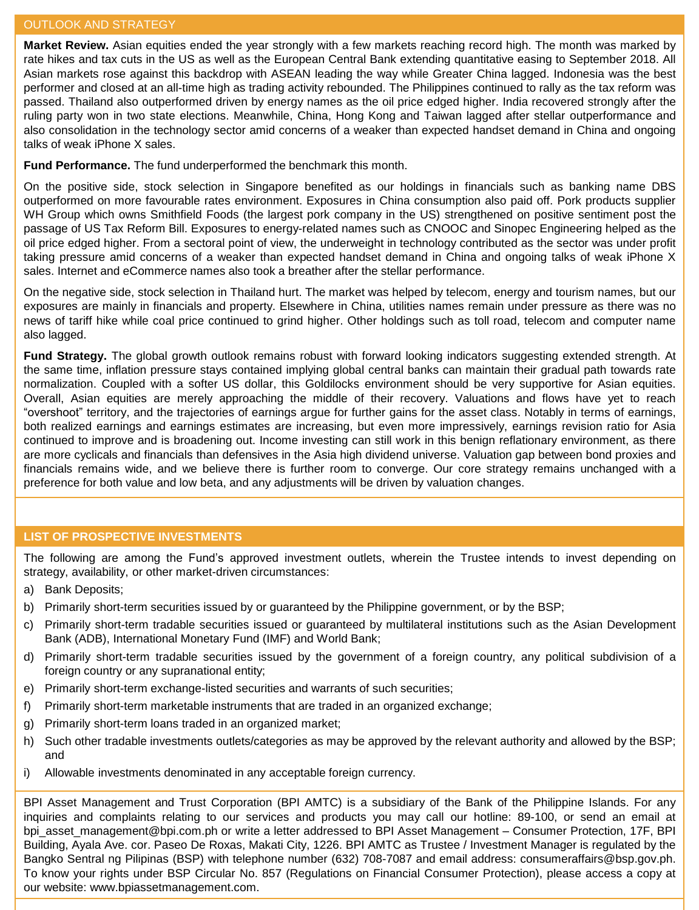## OUTLOOK AND STRATEGY

**Market Review.** Asian equities ended the year strongly with a few markets reaching record high. The month was marked by rate hikes and tax cuts in the US as well as the European Central Bank extending quantitative easing to September 2018. All Asian markets rose against this backdrop with ASEAN leading the way while Greater China lagged. Indonesia was the best performer and closed at an all-time high as trading activity rebounded. The Philippines continued to rally as the tax reform was passed. Thailand also outperformed driven by energy names as the oil price edged higher. India recovered strongly after the ruling party won in two state elections. Meanwhile, China, Hong Kong and Taiwan lagged after stellar outperformance and also consolidation in the technology sector amid concerns of a weaker than expected handset demand in China and ongoing talks of weak iPhone X sales.

**Fund Performance.** The fund underperformed the benchmark this month.

On the positive side, stock selection in Singapore benefited as our holdings in financials such as banking name DBS outperformed on more favourable rates environment. Exposures in China consumption also paid off. Pork products supplier WH Group which owns Smithfield Foods (the largest pork company in the US) strengthened on positive sentiment post the passage of US Tax Reform Bill. Exposures to energy-related names such as CNOOC and Sinopec Engineering helped as the oil price edged higher. From a sectoral point of view, the underweight in technology contributed as the sector was under profit taking pressure amid concerns of a weaker than expected handset demand in China and ongoing talks of weak iPhone X sales. Internet and eCommerce names also took a breather after the stellar performance.

On the negative side, stock selection in Thailand hurt. The market was helped by telecom, energy and tourism names, but our exposures are mainly in financials and property. Elsewhere in China, utilities names remain under pressure as there was no news of tariff hike while coal price continued to grind higher. Other holdings such as toll road, telecom and computer name also lagged.

**Fund Strategy.** The global growth outlook remains robust with forward looking indicators suggesting extended strength. At the same time, inflation pressure stays contained implying global central banks can maintain their gradual path towards rate normalization. Coupled with a softer US dollar, this Goldilocks environment should be very supportive for Asian equities. Overall, Asian equities are merely approaching the middle of their recovery. Valuations and flows have yet to reach "overshoot" territory, and the trajectories of earnings argue for further gains for the asset class. Notably in terms of earnings, both realized earnings and earnings estimates are increasing, but even more impressively, earnings revision ratio for Asia continued to improve and is broadening out. Income investing can still work in this benign reflationary environment, as there are more cyclicals and financials than defensives in the Asia high dividend universe. Valuation gap between bond proxies and financials remains wide, and we believe there is further room to converge. Our core strategy remains unchanged with a preference for both value and low beta, and any adjustments will be driven by valuation changes.

## LIST OF PROSPECTIVE INVESTMENTS

The following are among the Fund's approved investment outlets, wherein the Trustee intends to invest depending on strategy, availability, or other market-driven circumstances:

a) Bank Deposits;
b) Primarily short-term securities issued by or guaranteed by the Philippine government, or by the BSP;
c) Primarily short-term tradable securities issued or guaranteed by multilateral institutions such as the Asian Development Bank (ADB), International Monetary Fund (IMF) and World Bank;
d) Primarily short-term tradable securities issued by the government of a foreign country, any political subdivision of a foreign country or any supranational entity;
e) Primarily short-term exchange-listed securities and warrants of such securities;
f) Primarily short-term marketable instruments that are traded in an organized exchange;
g) Primarily short-term loans traded in an organized market;
h) Such other tradable investments outlets/categories as may be approved by the relevant authority and allowed by the BSP; and
i) Allowable investments denominated in any acceptable foreign currency.

BPI Asset Management and Trust Corporation (BPI AMTC) is a subsidiary of the Bank of the Philippine Islands. For any inquiries and complaints relating to our services and products you may call our hotline: 89-100, or send an email at bpi_asset_management@bpi.com.ph or write a letter addressed to BPI Asset Management – Consumer Protection, 17F, BPI Building, Ayala Ave. cor. Paseo De Roxas, Makati City, 1226. BPI AMTC as Trustee / Investment Manager is regulated by the Bangko Sentral ng Pilipinas (BSP) with telephone number (632) 708-7087 and email address: consumeraffairs@bsp.gov.ph. To know your rights under BSP Circular No. 857 (Regulations on Financial Consumer Protection), please access a copy at our website: www.bpiassetmanagement.com.